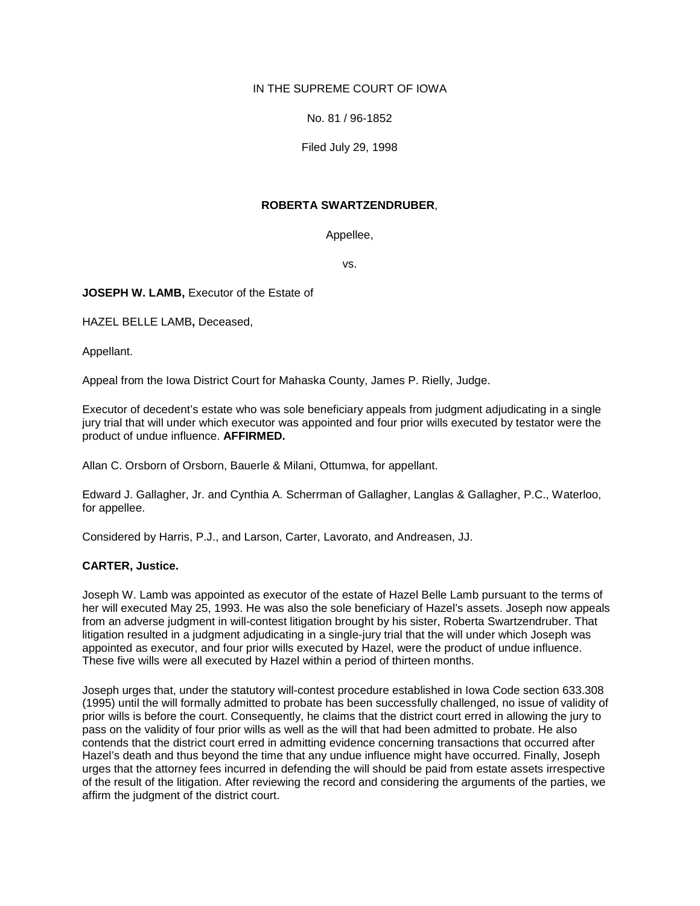IN THE SUPREME COURT OF IOWA

No. 81 / 96-1852

Filed July 29, 1998

**ROBERTA SWARTZENDRUBER**,

Appellee,

vs.

**JOSEPH W. LAMB,** Executor of the Estate of

HAZEL BELLE LAMB**,** Deceased,

Appellant.

Appeal from the Iowa District Court for Mahaska County, James P. Rielly, Judge.

Executor of decedent's estate who was sole beneficiary appeals from judgment adjudicating in a single jury trial that will under which executor was appointed and four prior wills executed by testator were the product of undue influence. **AFFIRMED.**

Allan C. Orsborn of Orsborn, Bauerle & Milani, Ottumwa, for appellant.

Edward J. Gallagher, Jr. and Cynthia A. Scherrman of Gallagher, Langlas & Gallagher, P.C., Waterloo, for appellee.

Considered by Harris, P.J., and Larson, Carter, Lavorato, and Andreasen, JJ.

**CARTER, Justice.**

Joseph W. Lamb was appointed as executor of the estate of Hazel Belle Lamb pursuant to the terms of her will executed May 25, 1993. He was also the sole beneficiary of Hazel's assets. Joseph now appeals from an adverse judgment in will-contest litigation brought by his sister, Roberta Swartzendruber. That litigation resulted in a judgment adjudicating in a single-jury trial that the will under which Joseph was appointed as executor, and four prior wills executed by Hazel, were the product of undue influence. These five wills were all executed by Hazel within a period of thirteen months.

Joseph urges that, under the statutory will-contest procedure established in Iowa Code section 633.308 (1995) until the will formally admitted to probate has been successfully challenged, no issue of validity of prior wills is before the court. Consequently, he claims that the district court erred in allowing the jury to pass on the validity of four prior wills as well as the will that had been admitted to probate. He also contends that the district court erred in admitting evidence concerning transactions that occurred after Hazel's death and thus beyond the time that any undue influence might have occurred. Finally, Joseph urges that the attorney fees incurred in defending the will should be paid from estate assets irrespective of the result of the litigation. After reviewing the record and considering the arguments of the parties, we affirm the judgment of the district court.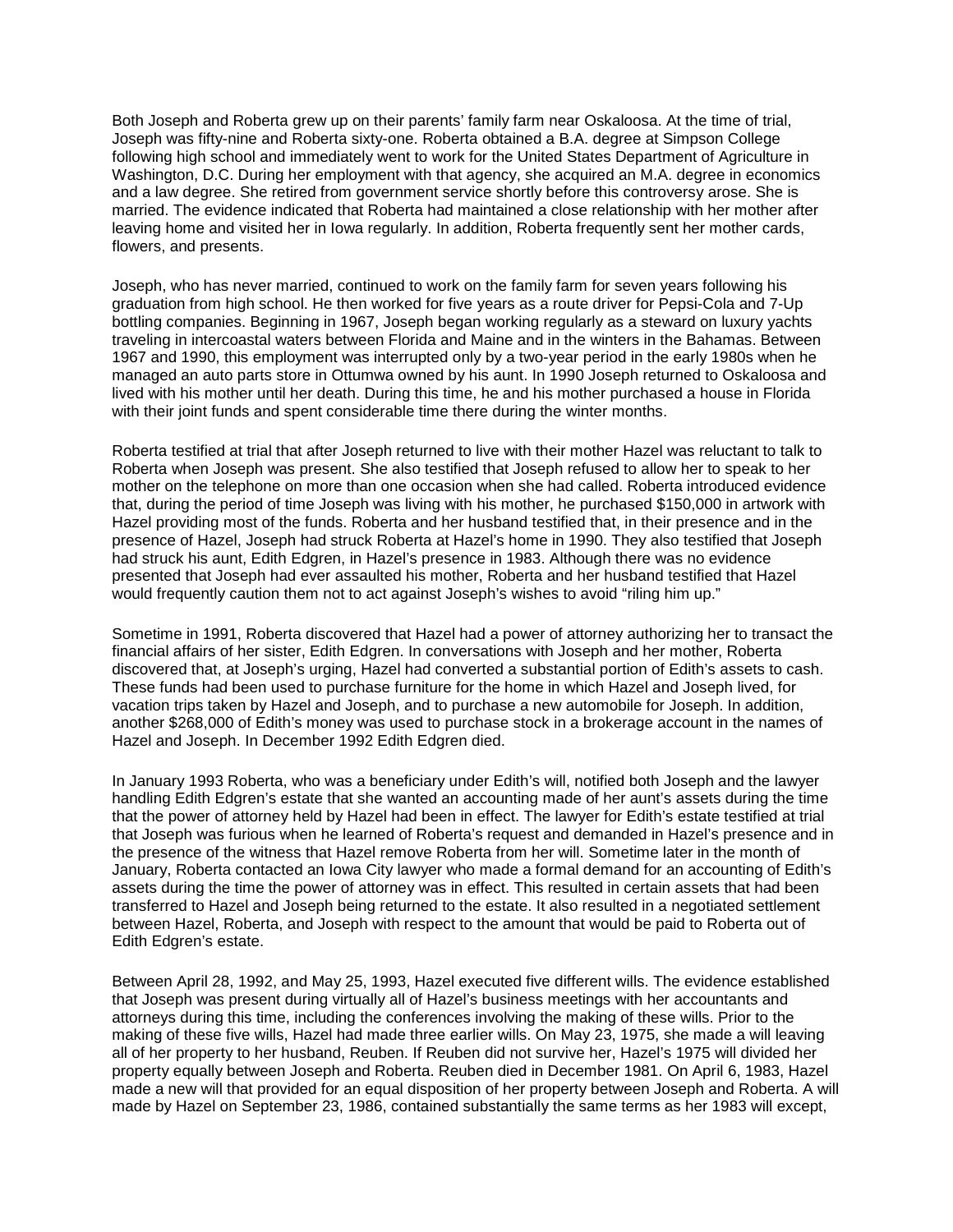Both Joseph and Roberta grew up on their parents' family farm near Oskaloosa. At the time of trial, Joseph was fifty-nine and Roberta sixty-one. Roberta obtained a B.A. degree at Simpson College following high school and immediately went to work for the United States Department of Agriculture in Washington, D.C. During her employment with that agency, she acquired an M.A. degree in economics and a law degree. She retired from government service shortly before this controversy arose. She is married. The evidence indicated that Roberta had maintained a close relationship with her mother after leaving home and visited her in Iowa regularly. In addition, Roberta frequently sent her mother cards, flowers, and presents.

Joseph, who has never married, continued to work on the family farm for seven years following his graduation from high school. He then worked for five years as a route driver for Pepsi-Cola and 7-Up bottling companies. Beginning in 1967, Joseph began working regularly as a steward on luxury yachts traveling in intercoastal waters between Florida and Maine and in the winters in the Bahamas. Between 1967 and 1990, this employment was interrupted only by a two-year period in the early 1980s when he managed an auto parts store in Ottumwa owned by his aunt. In 1990 Joseph returned to Oskaloosa and lived with his mother until her death. During this time, he and his mother purchased a house in Florida with their joint funds and spent considerable time there during the winter months.

Roberta testified at trial that after Joseph returned to live with their mother Hazel was reluctant to talk to Roberta when Joseph was present. She also testified that Joseph refused to allow her to speak to her mother on the telephone on more than one occasion when she had called. Roberta introduced evidence that, during the period of time Joseph was living with his mother, he purchased $150,000 in artwork with Hazel providing most of the funds. Roberta and her husband testified that, in their presence and in the presence of Hazel, Joseph had struck Roberta at Hazel's home in 1990. They also testified that Joseph had struck his aunt, Edith Edgren, in Hazel's presence in 1983. Although there was no evidence presented that Joseph had ever assaulted his mother, Roberta and her husband testified that Hazel would frequently caution them not to act against Joseph's wishes to avoid "riling him up."

Sometime in 1991, Roberta discovered that Hazel had a power of attorney authorizing her to transact the financial affairs of her sister, Edith Edgren. In conversations with Joseph and her mother, Roberta discovered that, at Joseph's urging, Hazel had converted a substantial portion of Edith's assets to cash. These funds had been used to purchase furniture for the home in which Hazel and Joseph lived, for vacation trips taken by Hazel and Joseph, and to purchase a new automobile for Joseph. In addition, another $268,000 of Edith's money was used to purchase stock in a brokerage account in the names of Hazel and Joseph. In December 1992 Edith Edgren died.

In January 1993 Roberta, who was a beneficiary under Edith's will, notified both Joseph and the lawyer handling Edith Edgren's estate that she wanted an accounting made of her aunt's assets during the time that the power of attorney held by Hazel had been in effect. The lawyer for Edith's estate testified at trial that Joseph was furious when he learned of Roberta's request and demanded in Hazel's presence and in the presence of the witness that Hazel remove Roberta from her will. Sometime later in the month of January, Roberta contacted an Iowa City lawyer who made a formal demand for an accounting of Edith's assets during the time the power of attorney was in effect. This resulted in certain assets that had been transferred to Hazel and Joseph being returned to the estate. It also resulted in a negotiated settlement between Hazel, Roberta, and Joseph with respect to the amount that would be paid to Roberta out of Edith Edgren's estate.

Between April 28, 1992, and May 25, 1993, Hazel executed five different wills. The evidence established that Joseph was present during virtually all of Hazel's business meetings with her accountants and attorneys during this time, including the conferences involving the making of these wills. Prior to the making of these five wills, Hazel had made three earlier wills. On May 23, 1975, she made a will leaving all of her property to her husband, Reuben. If Reuben did not survive her, Hazel's 1975 will divided her property equally between Joseph and Roberta. Reuben died in December 1981. On April 6, 1983, Hazel made a new will that provided for an equal disposition of her property between Joseph and Roberta. A will made by Hazel on September 23, 1986, contained substantially the same terms as her 1983 will except,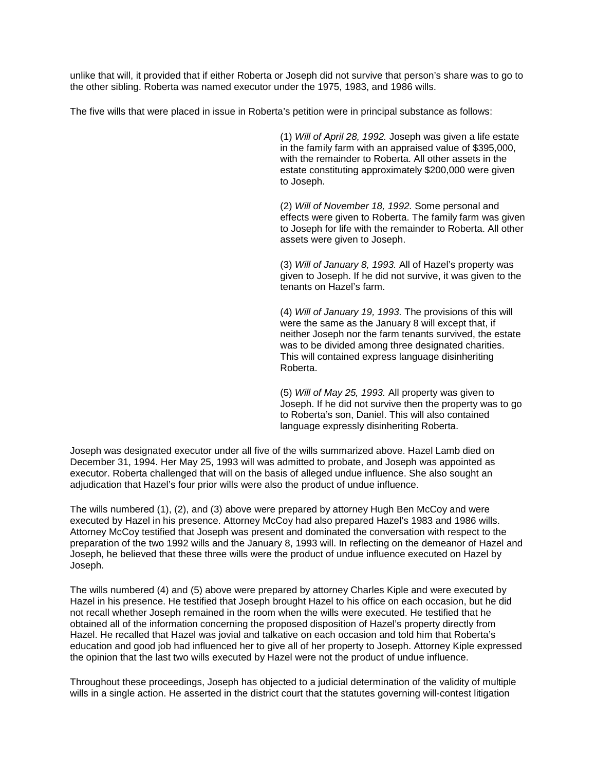unlike that will, it provided that if either Roberta or Joseph did not survive that person's share was to go to the other sibling. Roberta was named executor under the 1975, 1983, and 1986 wills.

The five wills that were placed in issue in Roberta's petition were in principal substance as follows:

> (1) *Will of April 28, 1992.* Joseph was given a life estate in the family farm with an appraised value of $395,000, with the remainder to Roberta. All other assets in the estate constituting approximately $200,000 were given to Joseph.
>
> (2) *Will of November 18, 1992.* Some personal and effects were given to Roberta. The family farm was given to Joseph for life with the remainder to Roberta. All other assets were given to Joseph.
>
> (3) *Will of January 8, 1993.* All of Hazel's property was given to Joseph. If he did not survive, it was given to the tenants on Hazel's farm.
>
> (4) *Will of January 19, 1993.* The provisions of this will were the same as the January 8 will except that, if neither Joseph nor the farm tenants survived, the estate was to be divided among three designated charities. This will contained express language disinheriting Roberta.
>
> (5) *Will of May 25, 1993.* All property was given to Joseph. If he did not survive then the property was to go to Roberta's son, Daniel. This will also contained language expressly disinheriting Roberta.

Joseph was designated executor under all five of the wills summarized above. Hazel Lamb died on December 31, 1994. Her May 25, 1993 will was admitted to probate, and Joseph was appointed as executor. Roberta challenged that will on the basis of alleged undue influence. She also sought an adjudication that Hazel's four prior wills were also the product of undue influence.

The wills numbered (1), (2), and (3) above were prepared by attorney Hugh Ben McCoy and were executed by Hazel in his presence. Attorney McCoy had also prepared Hazel's 1983 and 1986 wills. Attorney McCoy testified that Joseph was present and dominated the conversation with respect to the preparation of the two 1992 wills and the January 8, 1993 will. In reflecting on the demeanor of Hazel and Joseph, he believed that these three wills were the product of undue influence executed on Hazel by Joseph.

The wills numbered (4) and (5) above were prepared by attorney Charles Kiple and were executed by Hazel in his presence. He testified that Joseph brought Hazel to his office on each occasion, but he did not recall whether Joseph remained in the room when the wills were executed. He testified that he obtained all of the information concerning the proposed disposition of Hazel's property directly from Hazel. He recalled that Hazel was jovial and talkative on each occasion and told him that Roberta's education and good job had influenced her to give all of her property to Joseph. Attorney Kiple expressed the opinion that the last two wills executed by Hazel were not the product of undue influence.

Throughout these proceedings, Joseph has objected to a judicial determination of the validity of multiple wills in a single action. He asserted in the district court that the statutes governing will-contest litigation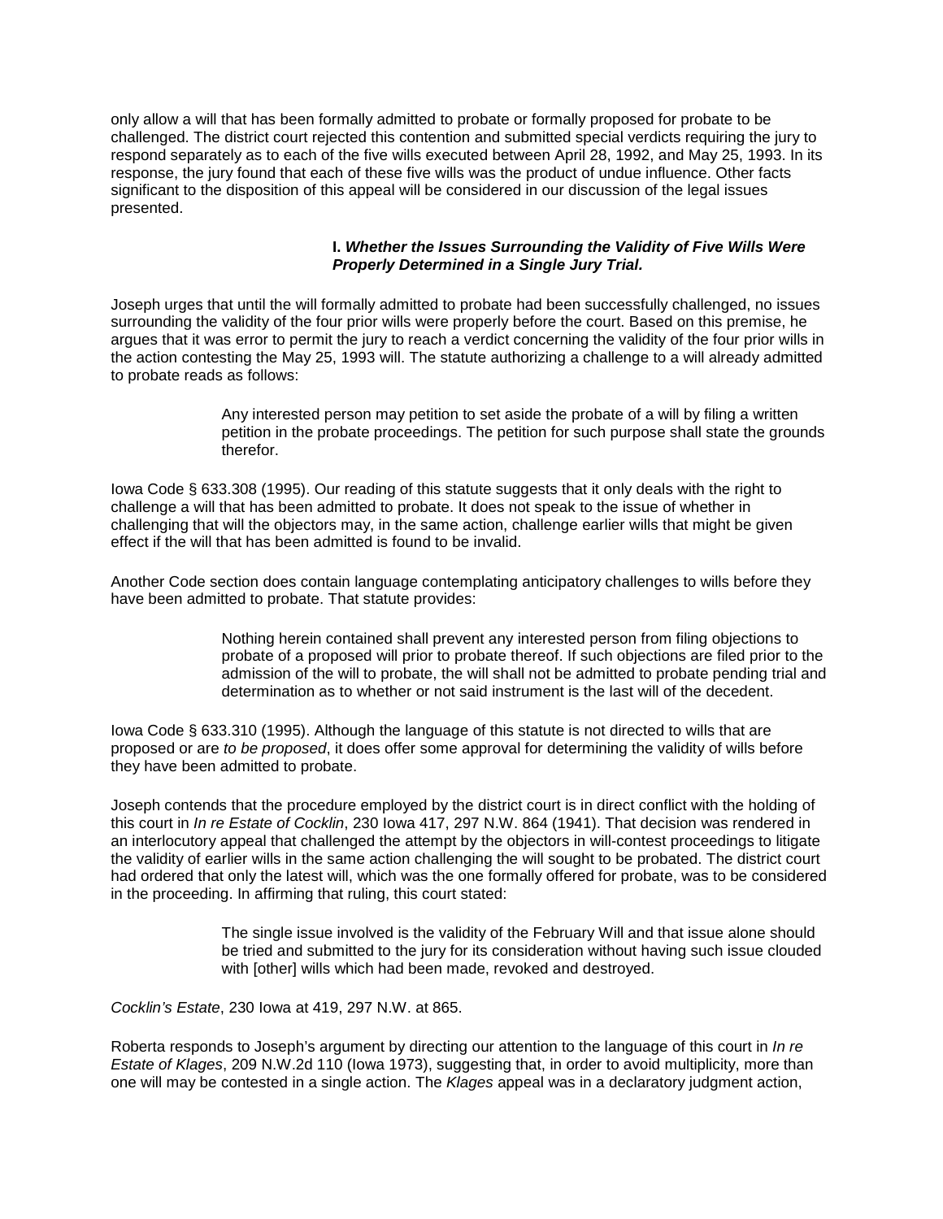only allow a will that has been formally admitted to probate or formally proposed for probate to be challenged. The district court rejected this contention and submitted special verdicts requiring the jury to respond separately as to each of the five wills executed between April 28, 1992, and May 25, 1993. In its response, the jury found that each of these five wills was the product of undue influence. Other facts significant to the disposition of this appeal will be considered in our discussion of the legal issues presented.

### I. *Whether the Issues Surrounding the Validity of Five Wills Were Properly Determined in a Single Jury Trial.*

Joseph urges that until the will formally admitted to probate had been successfully challenged, no issues surrounding the validity of the four prior wills were properly before the court. Based on this premise, he argues that it was error to permit the jury to reach a verdict concerning the validity of the four prior wills in the action contesting the May 25, 1993 will. The statute authorizing a challenge to a will already admitted to probate reads as follows:

> Any interested person may petition to set aside the probate of a will by filing a written petition in the probate proceedings. The petition for such purpose shall state the grounds therefor.

Iowa Code § 633.308 (1995). Our reading of this statute suggests that it only deals with the right to challenge a will that has been admitted to probate. It does not speak to the issue of whether in challenging that will the objectors may, in the same action, challenge earlier wills that might be given effect if the will that has been admitted is found to be invalid.

Another Code section does contain language contemplating anticipatory challenges to wills before they have been admitted to probate. That statute provides:

> Nothing herein contained shall prevent any interested person from filing objections to probate of a proposed will prior to probate thereof. If such objections are filed prior to the admission of the will to probate, the will shall not be admitted to probate pending trial and determination as to whether or not said instrument is the last will of the decedent.

Iowa Code § 633.310 (1995). Although the language of this statute is not directed to wills that are proposed or are *to be proposed*, it does offer some approval for determining the validity of wills before they have been admitted to probate.

Joseph contends that the procedure employed by the district court is in direct conflict with the holding of this court in *In re Estate of Cocklin*, 230 Iowa 417, 297 N.W. 864 (1941). That decision was rendered in an interlocutory appeal that challenged the attempt by the objectors in will-contest proceedings to litigate the validity of earlier wills in the same action challenging the will sought to be probated. The district court had ordered that only the latest will, which was the one formally offered for probate, was to be considered in the proceeding. In affirming that ruling, this court stated:

> The single issue involved is the validity of the February Will and that issue alone should be tried and submitted to the jury for its consideration without having such issue clouded with [other] wills which had been made, revoked and destroyed.

*Cocklin's Estate*, 230 Iowa at 419, 297 N.W. at 865.

Roberta responds to Joseph's argument by directing our attention to the language of this court in *In re Estate of Klages*, 209 N.W.2d 110 (Iowa 1973), suggesting that, in order to avoid multiplicity, more than one will may be contested in a single action. The *Klages* appeal was in a declaratory judgment action,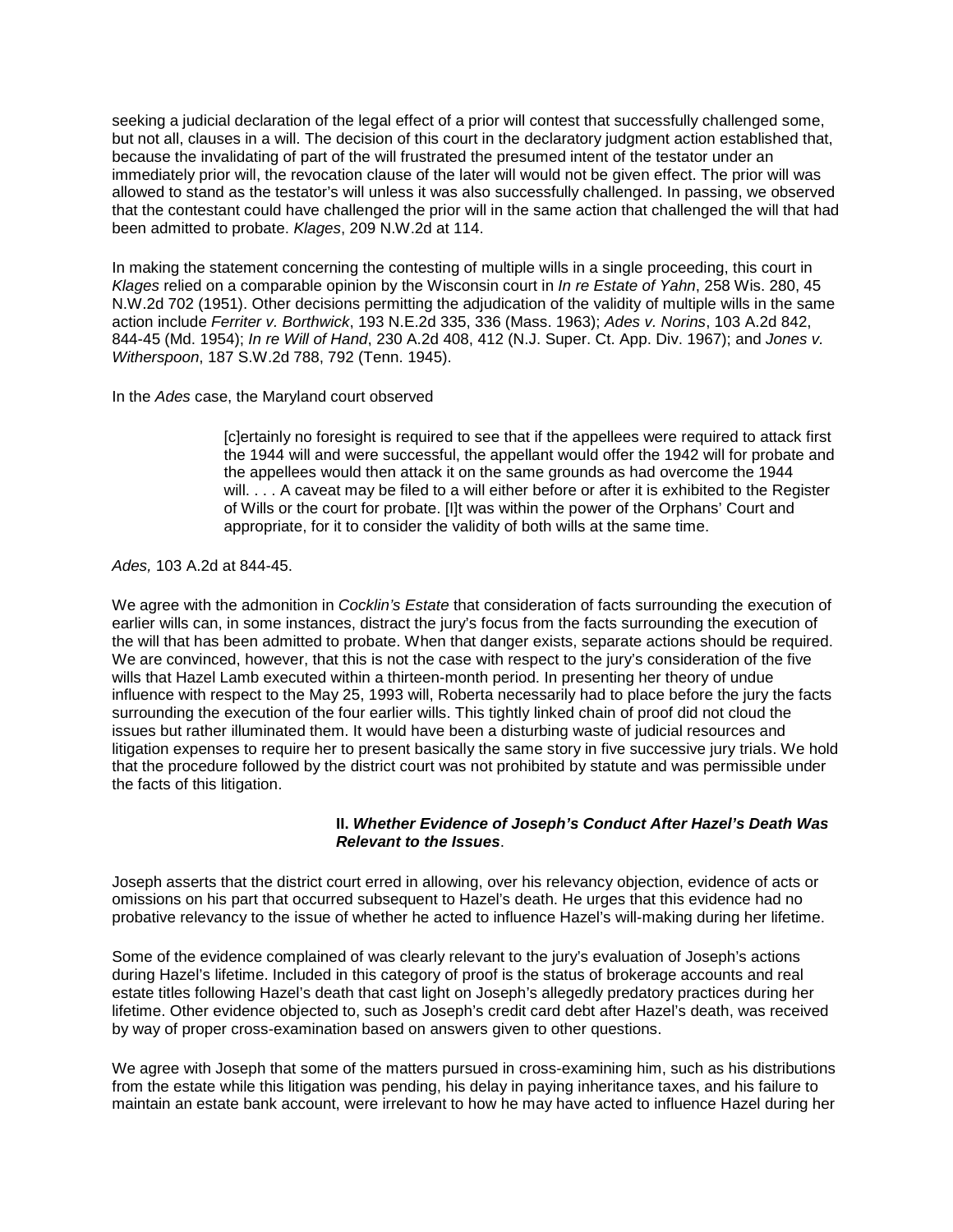seeking a judicial declaration of the legal effect of a prior will contest that successfully challenged some, but not all, clauses in a will. The decision of this court in the declaratory judgment action established that, because the invalidating of part of the will frustrated the presumed intent of the testator under an immediately prior will, the revocation clause of the later will would not be given effect. The prior will was allowed to stand as the testator's will unless it was also successfully challenged. In passing, we observed that the contestant could have challenged the prior will in the same action that challenged the will that had been admitted to probate. *Klages*, 209 N.W.2d at 114.

In making the statement concerning the contesting of multiple wills in a single proceeding, this court in *Klages* relied on a comparable opinion by the Wisconsin court in *In re Estate of Yahn*, 258 Wis. 280, 45 N.W.2d 702 (1951). Other decisions permitting the adjudication of the validity of multiple wills in the same action include *Ferriter v. Borthwick*, 193 N.E.2d 335, 336 (Mass. 1963); *Ades v. Norins*, 103 A.2d 842, 844-45 (Md. 1954); *In re Will of Hand*, 230 A.2d 408, 412 (N.J. Super. Ct. App. Div. 1967); and *Jones v. Witherspoon*, 187 S.W.2d 788, 792 (Tenn. 1945).

In the *Ades* case, the Maryland court observed

> [c]ertainly no foresight is required to see that if the appellees were required to attack first the 1944 will and were successful, the appellant would offer the 1942 will for probate and the appellees would then attack it on the same grounds as had overcome the 1944 will. . . . A caveat may be filed to a will either before or after it is exhibited to the Register of Wills or the court for probate. [I]t was within the power of the Orphans' Court and appropriate, for it to consider the validity of both wills at the same time.

*Ades,* 103 A.2d at 844-45.

We agree with the admonition in *Cocklin's Estate* that consideration of facts surrounding the execution of earlier wills can, in some instances, distract the jury's focus from the facts surrounding the execution of the will that has been admitted to probate. When that danger exists, separate actions should be required. We are convinced, however, that this is not the case with respect to the jury's consideration of the five wills that Hazel Lamb executed within a thirteen-month period. In presenting her theory of undue influence with respect to the May 25, 1993 will, Roberta necessarily had to place before the jury the facts surrounding the execution of the four earlier wills. This tightly linked chain of proof did not cloud the issues but rather illuminated them. It would have been a disturbing waste of judicial resources and litigation expenses to require her to present basically the same story in five successive jury trials. We hold that the procedure followed by the district court was not prohibited by statute and was permissible under the facts of this litigation.

### II. ***Whether Evidence of Joseph's Conduct After Hazel's Death Was Relevant to the Issues***.

Joseph asserts that the district court erred in allowing, over his relevancy objection, evidence of acts or omissions on his part that occurred subsequent to Hazel's death. He urges that this evidence had no probative relevancy to the issue of whether he acted to influence Hazel's will-making during her lifetime.

Some of the evidence complained of was clearly relevant to the jury's evaluation of Joseph's actions during Hazel's lifetime. Included in this category of proof is the status of brokerage accounts and real estate titles following Hazel's death that cast light on Joseph's allegedly predatory practices during her lifetime. Other evidence objected to, such as Joseph's credit card debt after Hazel's death, was received by way of proper cross-examination based on answers given to other questions.

We agree with Joseph that some of the matters pursued in cross-examining him, such as his distributions from the estate while this litigation was pending, his delay in paying inheritance taxes, and his failure to maintain an estate bank account, were irrelevant to how he may have acted to influence Hazel during her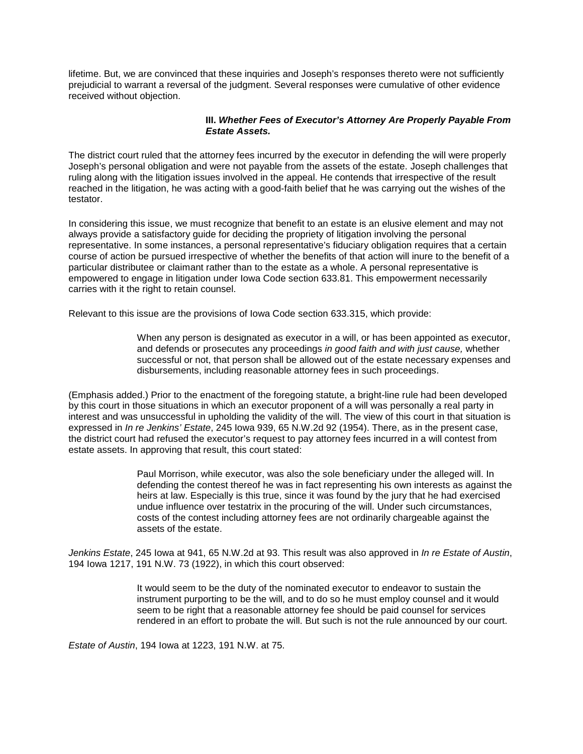lifetime. But, we are convinced that these inquiries and Joseph's responses thereto were not sufficiently prejudicial to warrant a reversal of the judgment. Several responses were cumulative of other evidence received without objection.

### III. *Whether Fees of Executor's Attorney Are Properly Payable From Estate Assets.*

The district court ruled that the attorney fees incurred by the executor in defending the will were properly Joseph's personal obligation and were not payable from the assets of the estate. Joseph challenges that ruling along with the litigation issues involved in the appeal. He contends that irrespective of the result reached in the litigation, he was acting with a good-faith belief that he was carrying out the wishes of the testator.

In considering this issue, we must recognize that benefit to an estate is an elusive element and may not always provide a satisfactory guide for deciding the propriety of litigation involving the personal representative. In some instances, a personal representative's fiduciary obligation requires that a certain course of action be pursued irrespective of whether the benefits of that action will inure to the benefit of a particular distributee or claimant rather than to the estate as a whole. A personal representative is empowered to engage in litigation under Iowa Code section 633.81. This empowerment necessarily carries with it the right to retain counsel.

Relevant to this issue are the provisions of Iowa Code section 633.315, which provide:

> When any person is designated as executor in a will, or has been appointed as executor, and defends or prosecutes any proceedings *in good faith and with just cause,* whether successful or not, that person shall be allowed out of the estate necessary expenses and disbursements, including reasonable attorney fees in such proceedings.

(Emphasis added.) Prior to the enactment of the foregoing statute, a bright-line rule had been developed by this court in those situations in which an executor proponent of a will was personally a real party in interest and was unsuccessful in upholding the validity of the will. The view of this court in that situation is expressed in *In re Jenkins' Estate*, 245 Iowa 939, 65 N.W.2d 92 (1954). There, as in the present case, the district court had refused the executor's request to pay attorney fees incurred in a will contest from estate assets. In approving that result, this court stated:

> Paul Morrison, while executor, was also the sole beneficiary under the alleged will. In defending the contest thereof he was in fact representing his own interests as against the heirs at law. Especially is this true, since it was found by the jury that he had exercised undue influence over testatrix in the procuring of the will. Under such circumstances, costs of the contest including attorney fees are not ordinarily chargeable against the assets of the estate.

*Jenkins Estate*, 245 Iowa at 941, 65 N.W.2d at 93. This result was also approved in *In re Estate of Austin*, 194 Iowa 1217, 191 N.W. 73 (1922), in which this court observed:

> It would seem to be the duty of the nominated executor to endeavor to sustain the instrument purporting to be the will, and to do so he must employ counsel and it would seem to be right that a reasonable attorney fee should be paid counsel for services rendered in an effort to probate the will. But such is not the rule announced by our court.

*Estate of Austin*, 194 Iowa at 1223, 191 N.W. at 75.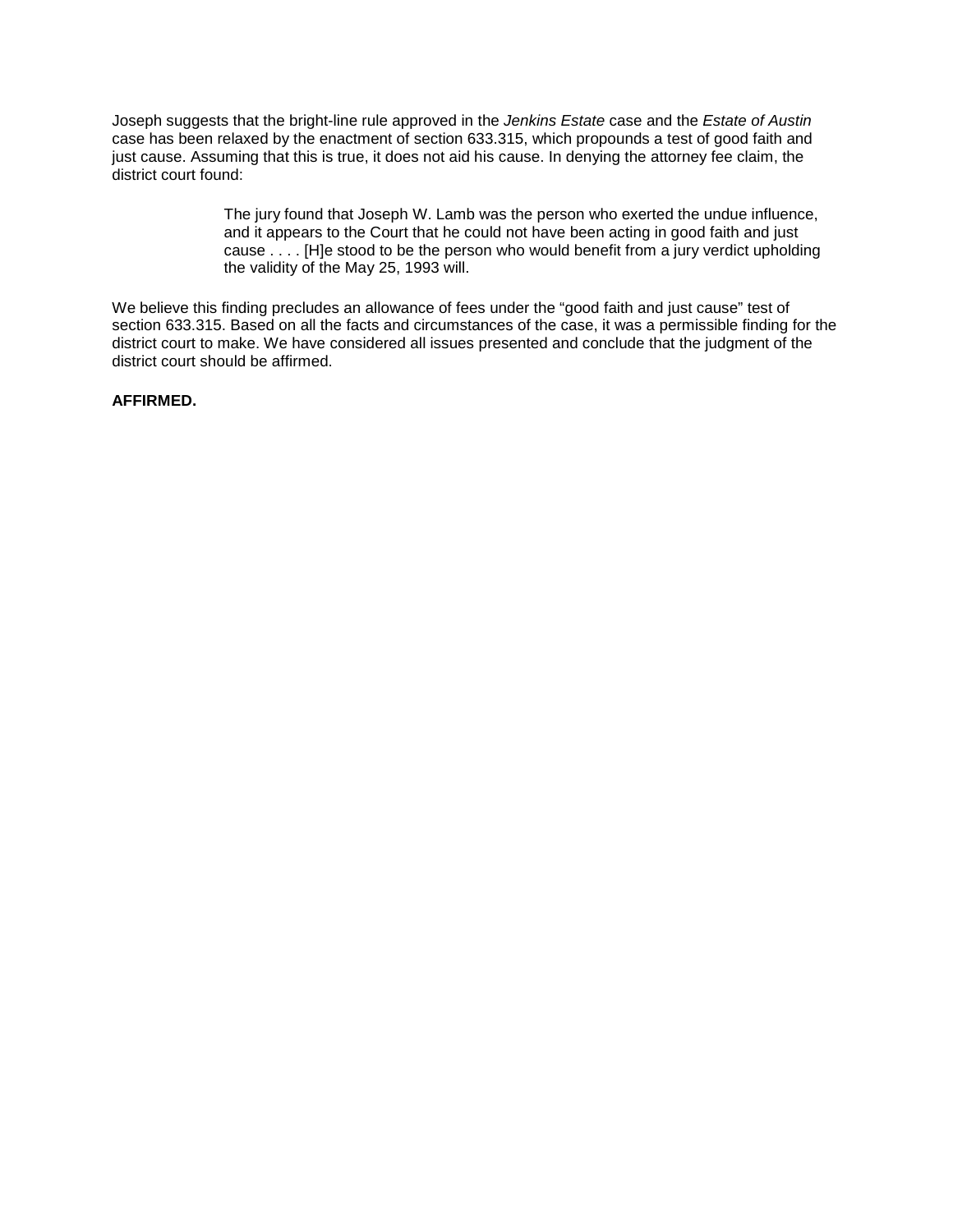Joseph suggests that the bright-line rule approved in the *Jenkins Estate* case and the *Estate of Austin* case has been relaxed by the enactment of section 633.315, which propounds a test of good faith and just cause. Assuming that this is true, it does not aid his cause. In denying the attorney fee claim, the district court found:

> The jury found that Joseph W. Lamb was the person who exerted the undue influence, and it appears to the Court that he could not have been acting in good faith and just cause . . . . [H]e stood to be the person who would benefit from a jury verdict upholding the validity of the May 25, 1993 will.

We believe this finding precludes an allowance of fees under the "good faith and just cause" test of section 633.315. Based on all the facts and circumstances of the case, it was a permissible finding for the district court to make. We have considered all issues presented and conclude that the judgment of the district court should be affirmed.

**AFFIRMED.**